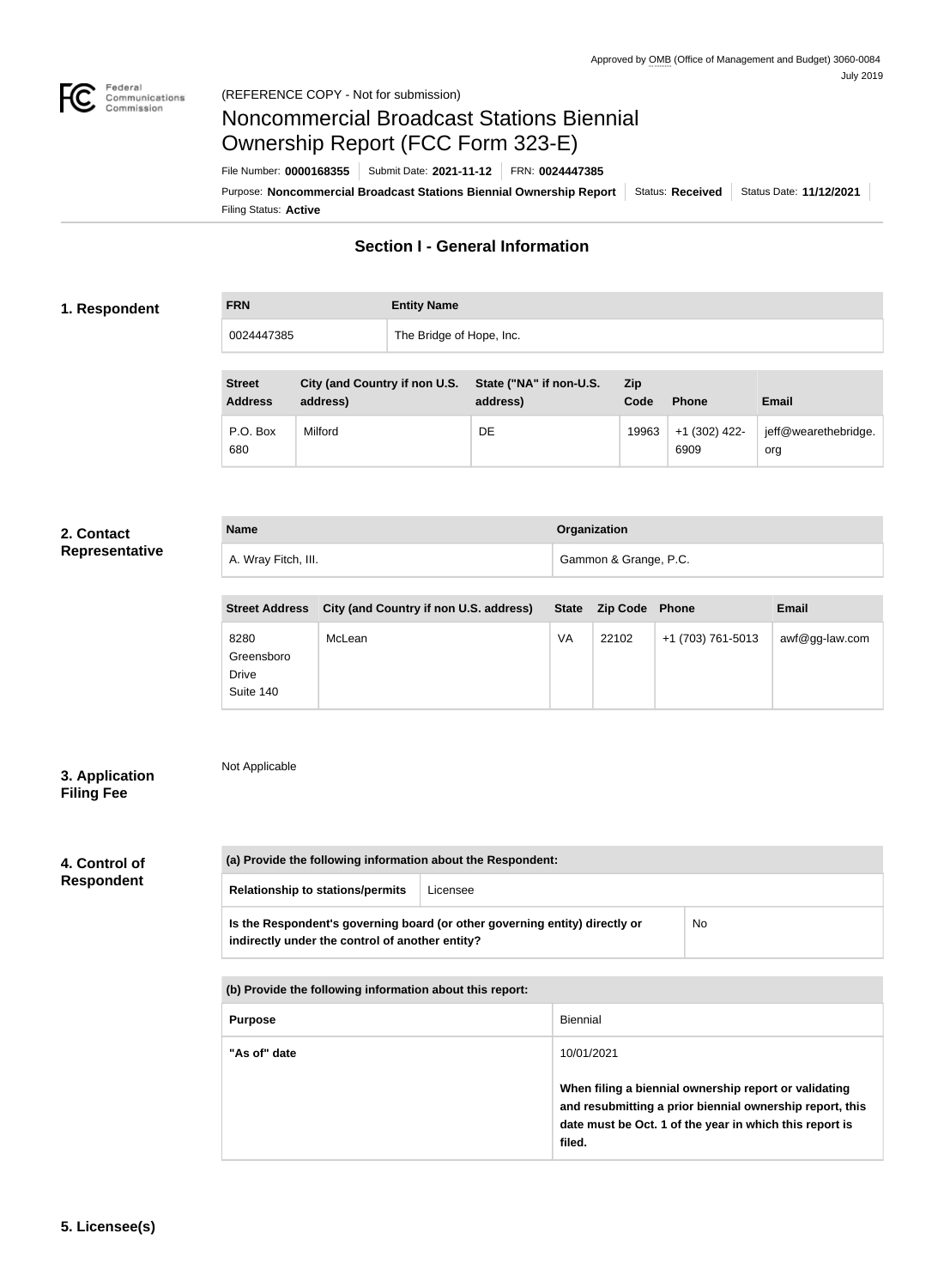Approved by OMB (Office of Management and Budget) 3060-0084
July 2019

(REFERENCE COPY - Not for submission)

# Noncommercial Broadcast Stations Biennial Ownership Report (FCC Form 323-E)

File Number: **0000168355** | Submit Date: **2021-11-12** | FRN: **0024447385**

Purpose: **Noncommercial Broadcast Stations Biennial Ownership Report** | Status: **Received** | Status Date: **11/12/2021**

Filing Status: **Active**

## Section I - General Information

### 1. Respondent

| FRN | Entity Name |
| --- | --- |
| 0024447385 | The Bridge of Hope, Inc. |

| Street Address | City (and Country if non U.S. address) | State ("NA" if non-U.S. address) | Zip Code | Phone | Email |
| --- | --- | --- | --- | --- | --- |
| P.O. Box 680 | Milford | DE | 19963 | +1 (302) 422-6909 | jeff@wearethebridge.org |

### 2. Contact Representative

| Name | Organization |
| --- | --- |
| A. Wray Fitch, III. | Gammon & Grange, P.C. |

| Street Address | City (and Country if non U.S. address) | State | Zip Code | Phone | Email |
| --- | --- | --- | --- | --- | --- |
| 8280 Greensboro Drive Suite 140 | McLean | VA | 22102 | +1 (703) 761-5013 | awf@gg-law.com |

### 3. Application Filing Fee

Not Applicable

### 4. Control of Respondent

| (a) Provide the following information about the Respondent: | |
| --- | --- |
| Relationship to stations/permits | Licensee |
| Is the Respondent's governing board (or other governing entity) directly or indirectly under the control of another entity? | No |

| (b) Provide the following information about this report: | |
| --- | --- |
| Purpose | Biennial |
| "As of" date | 10/01/2021<br><br>**When filing a biennial ownership report or validating and resubmitting a prior biennial ownership report, this date must be Oct. 1 of the year in which this report is filed.** |

### 5. Licensee(s)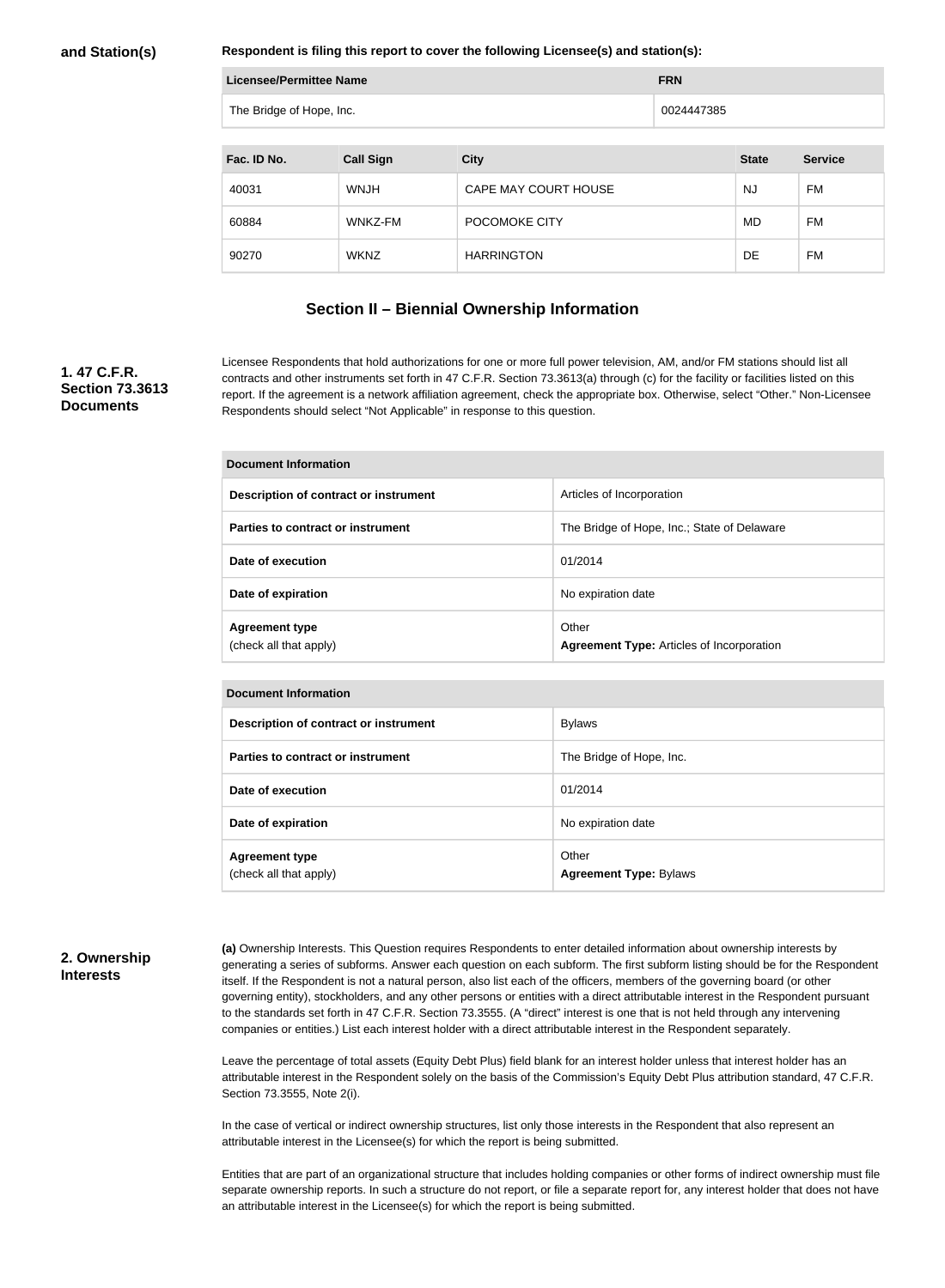**and Station(s)**

**Respondent is filing this report to cover the following Licensee(s) and station(s):**

| Licensee/Permittee Name | FRN |
| --- | --- |
| The Bridge of Hope, Inc. | 0024447385 |

| Fac. ID No. | Call Sign | City | State | Service |
| --- | --- | --- | --- | --- |
| 40031 | WNJH | CAPE MAY COURT HOUSE | NJ | FM |
| 60884 | WNKZ-FM | POCOMOKE CITY | MD | FM |
| 90270 | WKNZ | HARRINGTON | DE | FM |

## Section II – Biennial Ownership Information

### 1. 47 C.F.R. Section 73.3613 Documents

Licensee Respondents that hold authorizations for one or more full power television, AM, and/or FM stations should list all contracts and other instruments set forth in 47 C.F.R. Section 73.3613(a) through (c) for the facility or facilities listed on this report. If the agreement is a network affiliation agreement, check the appropriate box. Otherwise, select "Other." Non-Licensee Respondents should select "Not Applicable" in response to this question.

| Document Information | |
| --- | --- |
| Description of contract or instrument | Articles of Incorporation |
| Parties to contract or instrument | The Bridge of Hope, Inc.; State of Delaware |
| Date of execution | 01/2014 |
| Date of expiration | No expiration date |
| Agreement type (check all that apply) | Other **Agreement Type:** Articles of Incorporation |

| Document Information | |
| --- | --- |
| Description of contract or instrument | Bylaws |
| Parties to contract or instrument | The Bridge of Hope, Inc. |
| Date of execution | 01/2014 |
| Date of expiration | No expiration date |
| Agreement type (check all that apply) | Other **Agreement Type:** Bylaws |

### 2. Ownership Interests

**(a)** Ownership Interests. This Question requires Respondents to enter detailed information about ownership interests by generating a series of subforms. Answer each question on each subform. The first subform listing should be for the Respondent itself. If the Respondent is not a natural person, also list each of the officers, members of the governing board (or other governing entity), stockholders, and any other persons or entities with a direct attributable interest in the Respondent pursuant to the standards set forth in 47 C.F.R. Section 73.3555. (A "direct" interest is one that is not held through any intervening companies or entities.) List each interest holder with a direct attributable interest in the Respondent separately.

Leave the percentage of total assets (Equity Debt Plus) field blank for an interest holder unless that interest holder has an attributable interest in the Respondent solely on the basis of the Commission's Equity Debt Plus attribution standard, 47 C.F.R. Section 73.3555, Note 2(i).

In the case of vertical or indirect ownership structures, list only those interests in the Respondent that also represent an attributable interest in the Licensee(s) for which the report is being submitted.

Entities that are part of an organizational structure that includes holding companies or other forms of indirect ownership must file separate ownership reports. In such a structure do not report, or file a separate report for, any interest holder that does not have an attributable interest in the Licensee(s) for which the report is being submitted.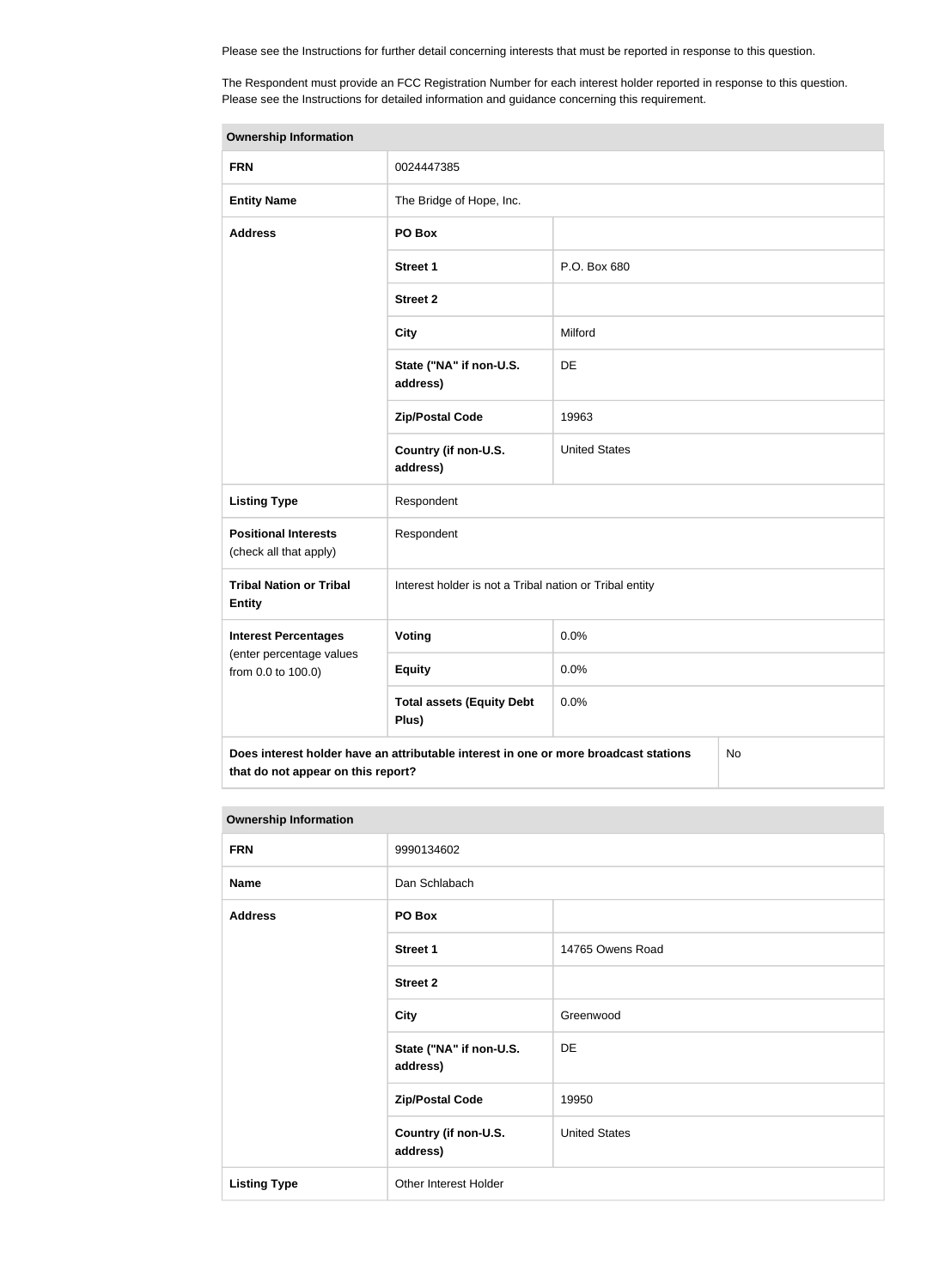Please see the Instructions for further detail concerning interests that must be reported in response to this question.

The Respondent must provide an FCC Registration Number for each interest holder reported in response to this question. Please see the Instructions for detailed information and guidance concerning this requirement.

| Ownership Information | | |
|---|---|---|
| **FRN** | 0024447385 | |
| **Entity Name** | The Bridge of Hope, Inc. | |
| **Address** | **PO Box** | |
| | **Street 1** | P.O. Box 680 |
| | **Street 2** | |
| | **City** | Milford |
| | **State ("NA" if non-U.S. address)** | DE |
| | **Zip/Postal Code** | 19963 |
| | **Country (if non-U.S. address)** | United States |
| **Listing Type** | Respondent | |
| **Positional Interests** (check all that apply) | Respondent | |
| **Tribal Nation or Tribal Entity** | Interest holder is not a Tribal nation or Tribal entity | |
| **Interest Percentages** (enter percentage values from 0.0 to 100.0) | **Voting** | 0.0% |
| | **Equity** | 0.0% |
| | **Total assets (Equity Debt Plus)** | 0.0% |
| **Does interest holder have an attributable interest in one or more broadcast stations that do not appear on this report?** | | No |

| Ownership Information | | |
|---|---|---|
| **FRN** | 9990134602 | |
| **Name** | Dan Schlabach | |
| **Address** | **PO Box** | |
| | **Street 1** | 14765 Owens Road |
| | **Street 2** | |
| | **City** | Greenwood |
| | **State ("NA" if non-U.S. address)** | DE |
| | **Zip/Postal Code** | 19950 |
| | **Country (if non-U.S. address)** | United States |
| **Listing Type** | Other Interest Holder | |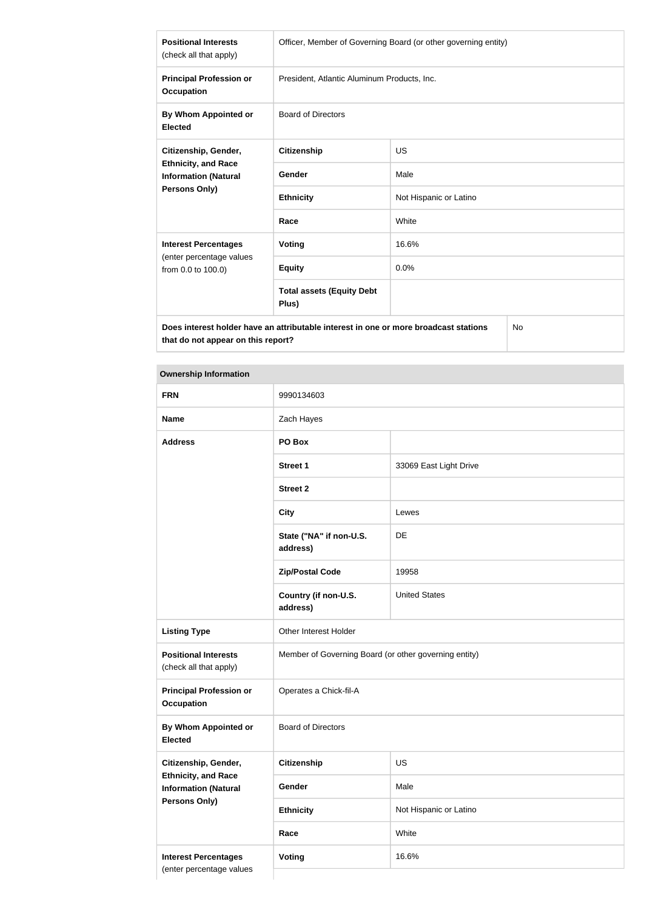| | | |
|---|---|---|
| **Positional Interests** (check all that apply) | Officer, Member of Governing Board (or other governing entity) | |
| **Principal Profession or Occupation** | President, Atlantic Aluminum Products, Inc. | |
| **By Whom Appointed or Elected** | Board of Directors | |
| **Citizenship, Gender, Ethnicity, and Race Information (Natural Persons Only)** | **Citizenship** | US |
| | **Gender** | Male |
| | **Ethnicity** | Not Hispanic or Latino |
| | **Race** | White |
| **Interest Percentages** (enter percentage values from 0.0 to 100.0) | **Voting** | 16.6% |
| | **Equity** | 0.0% |
| | **Total assets (Equity Debt Plus)** | |
| **Does interest holder have an attributable interest in one or more broadcast stations that do not appear on this report?** | | No |

| **Ownership Information** | | |
|---|---|---|
| **FRN** | 9990134603 | |
| **Name** | Zach Hayes | |
| **Address** | **PO Box** | |
| | **Street 1** | 33069 East Light Drive |
| | **Street 2** | |
| | **City** | Lewes |
| | **State ("NA" if non-U.S. address)** | DE |
| | **Zip/Postal Code** | 19958 |
| | **Country (if non-U.S. address)** | United States |
| **Listing Type** | Other Interest Holder | |
| **Positional Interests** (check all that apply) | Member of Governing Board (or other governing entity) | |
| **Principal Profession or Occupation** | Operates a Chick-fil-A | |
| **By Whom Appointed or Elected** | Board of Directors | |
| **Citizenship, Gender, Ethnicity, and Race Information (Natural Persons Only)** | **Citizenship** | US |
| | **Gender** | Male |
| | **Ethnicity** | Not Hispanic or Latino |
| | **Race** | White |
| **Interest Percentages** (enter percentage values | **Voting** | 16.6% |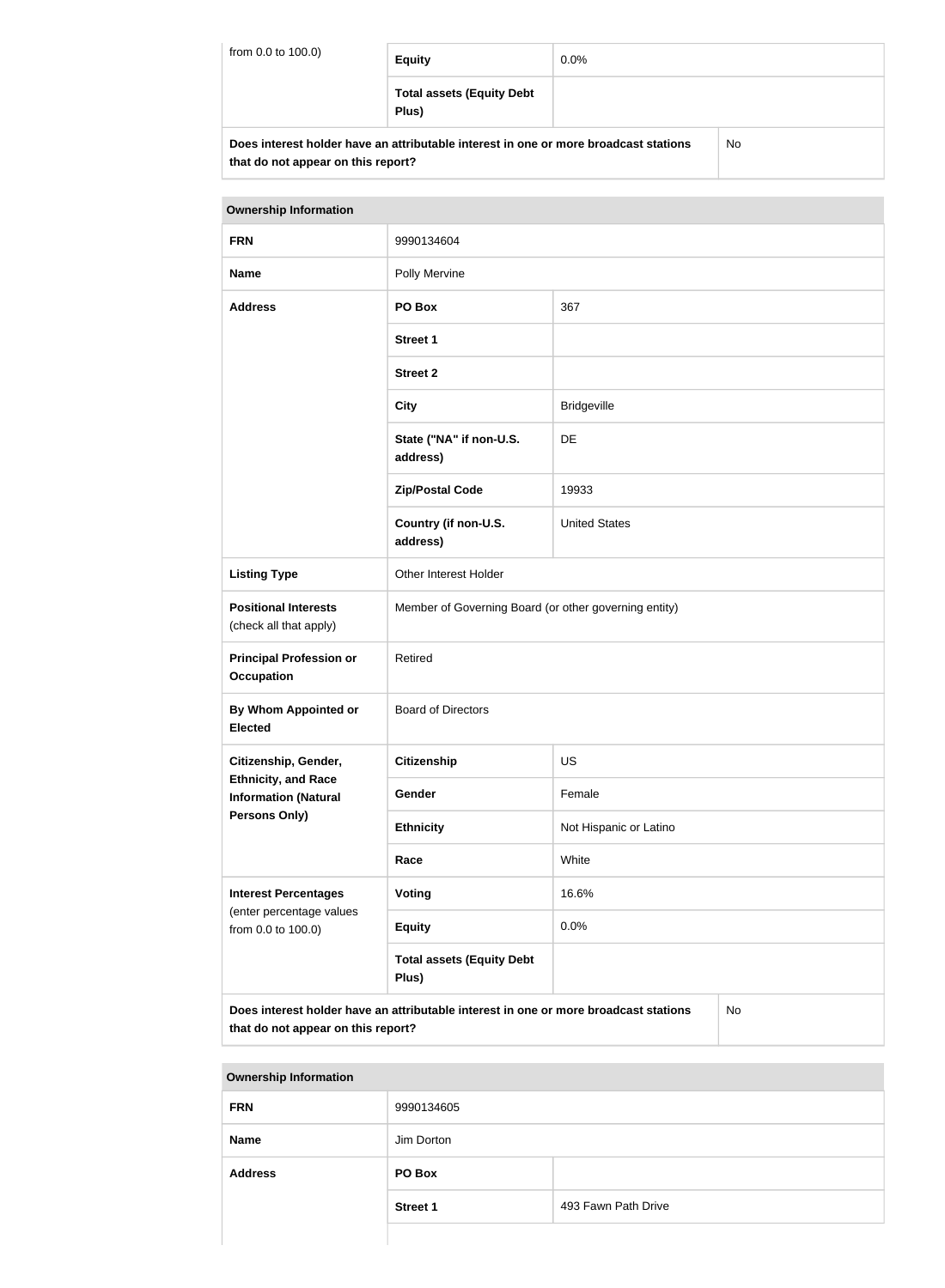| from 0.0 to 100.0) | Equity | 0.0% |
|---|---|---|
| | Total assets (Equity Debt Plus) | |

| Does interest holder have an attributable interest in one or more broadcast stations that do not appear on this report? | No |
|---|---|

| Ownership Information | | |
|---|---|---|
| FRN | 9990134604 | |
| Name | Polly Mervine | |
| Address | PO Box | 367 |
| | Street 1 | |
| | Street 2 | |
| | City | Bridgeville |
| | State ("NA" if non-U.S. address) | DE |
| | Zip/Postal Code | 19933 |
| | Country (if non-U.S. address) | United States |
| Listing Type | Other Interest Holder | |
| Positional Interests (check all that apply) | Member of Governing Board (or other governing entity) | |
| Principal Profession or Occupation | Retired | |
| By Whom Appointed or Elected | Board of Directors | |
| Citizenship, Gender, Ethnicity, and Race Information (Natural Persons Only) | Citizenship | US |
| | Gender | Female |
| | Ethnicity | Not Hispanic or Latino |
| | Race | White |
| Interest Percentages (enter percentage values from 0.0 to 100.0) | Voting | 16.6% |
| | Equity | 0.0% |
| | Total assets (Equity Debt Plus) | |

| Does interest holder have an attributable interest in one or more broadcast stations that do not appear on this report? | No |
|---|---|

| Ownership Information | | |
|---|---|---|
| FRN | 9990134605 | |
| Name | Jim Dorton | |
| Address | PO Box | |
| | Street 1 | 493 Fawn Path Drive |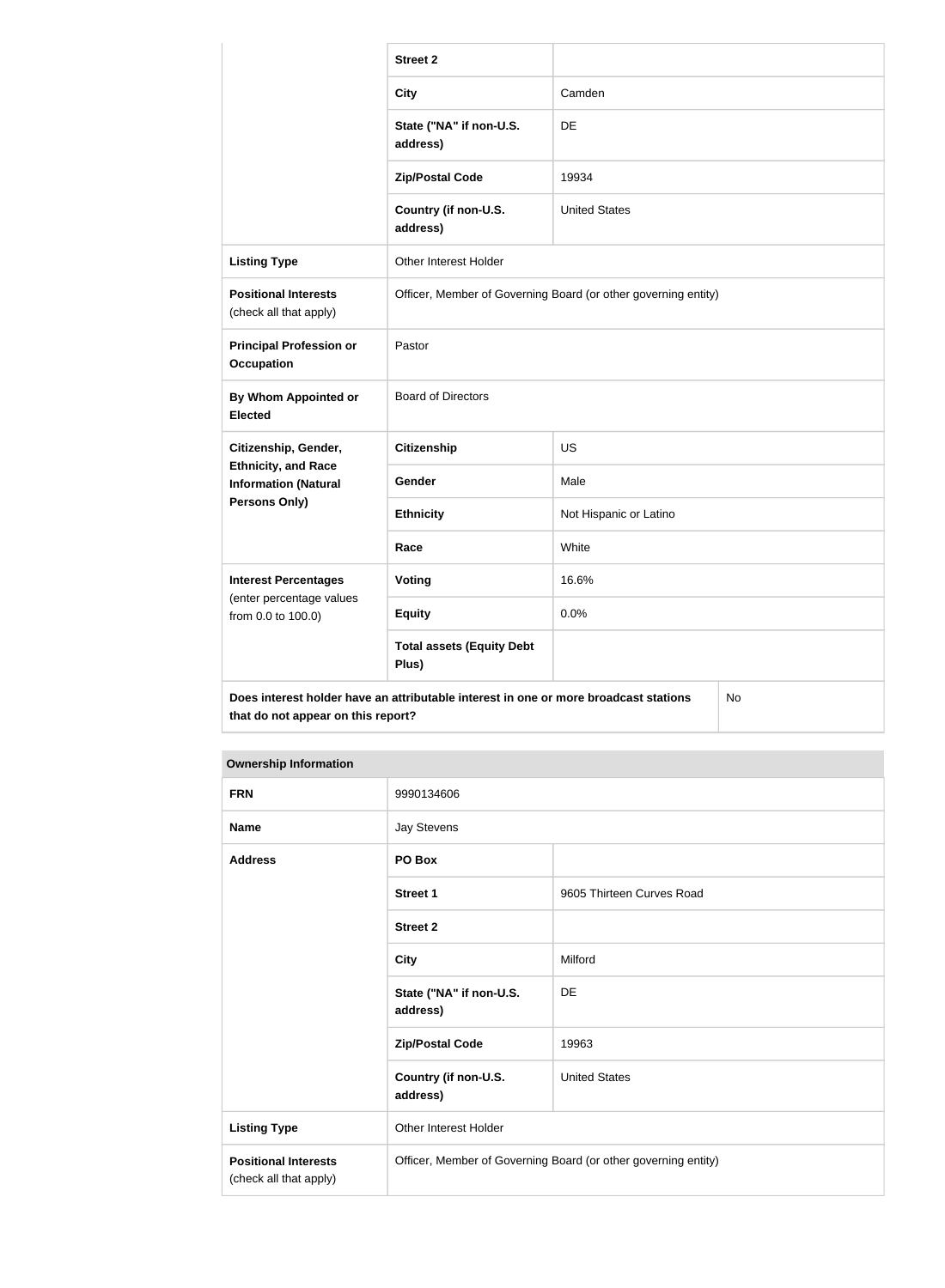| | | |
|---|---|---|
| | **Street 2** | |
| | **City** | Camden |
| | **State ("NA" if non-U.S. address)** | DE |
| | **Zip/Postal Code** | 19934 |
| | **Country (if non-U.S. address)** | United States |
| **Listing Type** | Other Interest Holder | |
| **Positional Interests** (check all that apply) | Officer, Member of Governing Board (or other governing entity) | |
| **Principal Profession or Occupation** | Pastor | |
| **By Whom Appointed or Elected** | Board of Directors | |
| **Citizenship, Gender, Ethnicity, and Race Information (Natural Persons Only)** | **Citizenship** | US |
| | **Gender** | Male |
| | **Ethnicity** | Not Hispanic or Latino |
| | **Race** | White |
| **Interest Percentages** (enter percentage values from 0.0 to 100.0) | **Voting** | 16.6% |
| | **Equity** | 0.0% |
| | **Total assets (Equity Debt Plus)** | |
| **Does interest holder have an attributable interest in one or more broadcast stations that do not appear on this report?** | | No |

| **Ownership Information** | | |
|---|---|---|
| **FRN** | 9990134606 | |
| **Name** | Jay Stevens | |
| **Address** | **PO Box** | |
| | **Street 1** | 9605 Thirteen Curves Road |
| | **Street 2** | |
| | **City** | Milford |
| | **State ("NA" if non-U.S. address)** | DE |
| | **Zip/Postal Code** | 19963 |
| | **Country (if non-U.S. address)** | United States |
| **Listing Type** | Other Interest Holder | |
| **Positional Interests** (check all that apply) | Officer, Member of Governing Board (or other governing entity) | |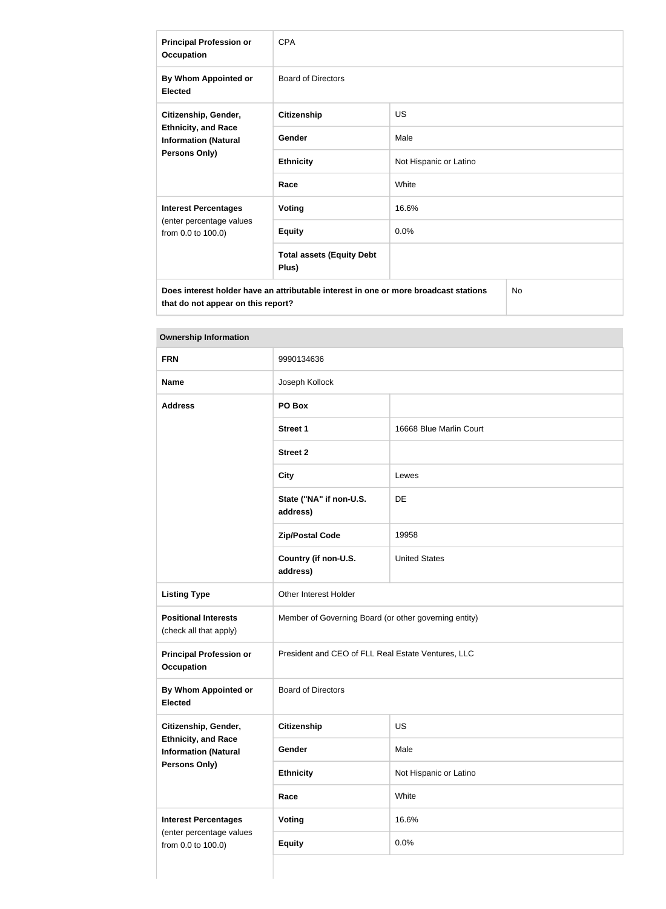| | | |
|---|---|---|
| **Principal Profession or Occupation** | CPA | |
| **By Whom Appointed or Elected** | Board of Directors | |
| **Citizenship, Gender, Ethnicity, and Race Information (Natural Persons Only)** | **Citizenship** | US |
| | **Gender** | Male |
| | **Ethnicity** | Not Hispanic or Latino |
| | **Race** | White |
| **Interest Percentages** (enter percentage values from 0.0 to 100.0) | **Voting** | 16.6% |
| | **Equity** | 0.0% |
| | **Total assets (Equity Debt Plus)** | |
| **Does interest holder have an attributable interest in one or more broadcast stations that do not appear on this report?** | | No |

| **Ownership Information** | | |
|---|---|---|
| **FRN** | 9990134636 | |
| **Name** | Joseph Kollock | |
| **Address** | **PO Box** | |
| | **Street 1** | 16668 Blue Marlin Court |
| | **Street 2** | |
| | **City** | Lewes |
| | **State ("NA" if non-U.S. address)** | DE |
| | **Zip/Postal Code** | 19958 |
| | **Country (if non-U.S. address)** | United States |
| **Listing Type** | Other Interest Holder | |
| **Positional Interests** (check all that apply) | Member of Governing Board (or other governing entity) | |
| **Principal Profession or Occupation** | President and CEO of FLL Real Estate Ventures, LLC | |
| **By Whom Appointed or Elected** | Board of Directors | |
| **Citizenship, Gender, Ethnicity, and Race Information (Natural Persons Only)** | **Citizenship** | US |
| | **Gender** | Male |
| | **Ethnicity** | Not Hispanic or Latino |
| | **Race** | White |
| **Interest Percentages** (enter percentage values from 0.0 to 100.0) | **Voting** | 16.6% |
| | **Equity** | 0.0% |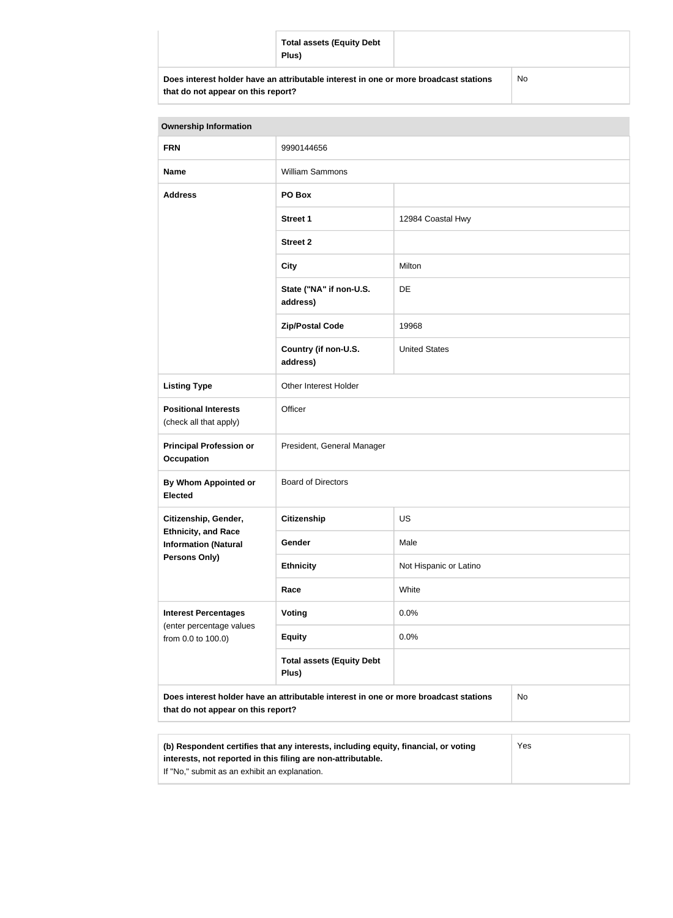| | Total assets (Equity Debt Plus) | |
|---|---|---|
| **Does interest holder have an attributable interest in one or more broadcast stations that do not appear on this report?** | | No |

| **Ownership Information** | | |
|---|---|---|
| **FRN** | 9990144656 | |
| **Name** | William Sammons | |
| **Address** | **PO Box** | |
| | **Street 1** | 12984 Coastal Hwy |
| | **Street 2** | |
| | **City** | Milton |
| | **State ("NA" if non-U.S. address)** | DE |
| | **Zip/Postal Code** | 19968 |
| | **Country (if non-U.S. address)** | United States |
| **Listing Type** | Other Interest Holder | |
| **Positional Interests** (check all that apply) | Officer | |
| **Principal Profession or Occupation** | President, General Manager | |
| **By Whom Appointed or Elected** | Board of Directors | |
| **Citizenship, Gender, Ethnicity, and Race Information (Natural Persons Only)** | **Citizenship** | US |
| | **Gender** | Male |
| | **Ethnicity** | Not Hispanic or Latino |
| | **Race** | White |
| **Interest Percentages** (enter percentage values from 0.0 to 100.0) | **Voting** | 0.0% |
| | **Equity** | 0.0% |
| | **Total assets (Equity Debt Plus)** | |
| **Does interest holder have an attributable interest in one or more broadcast stations that do not appear on this report?** | | No |

| | |
|---|---|
| **(b) Respondent certifies that any interests, including equity, financial, or voting interests, not reported in this filing are non-attributable.** If "No," submit as an exhibit an explanation. | Yes |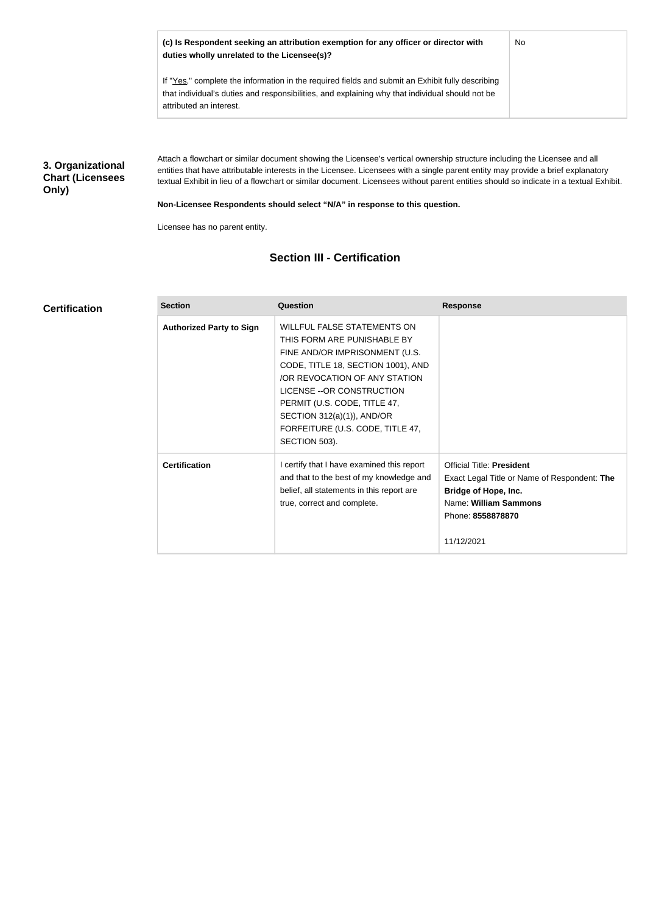| | |
|---|---|
| **(c) Is Respondent seeking an attribution exemption for any officer or director with duties wholly unrelated to the Licensee(s)?**<br><br>If "Yes," complete the information in the required fields and submit an Exhibit fully describing that individual's duties and responsibilities, and explaining why that individual should not be attributed an interest. | No |

**3. Organizational Chart (Licensees Only)**

Attach a flowchart or similar document showing the Licensee's vertical ownership structure including the Licensee and all entities that have attributable interests in the Licensee. Licensees with a single parent entity may provide a brief explanatory textual Exhibit in lieu of a flowchart or similar document. Licensees without parent entities should so indicate in a textual Exhibit.

**Non-Licensee Respondents should select "N/A" in response to this question.**

Licensee has no parent entity.

## Section III - Certification

**Certification**

| Section | Question | Response |
|---|---|---|
| **Authorized Party to Sign** | WILLFUL FALSE STATEMENTS ON THIS FORM ARE PUNISHABLE BY FINE AND/OR IMPRISONMENT (U.S. CODE, TITLE 18, SECTION 1001), AND /OR REVOCATION OF ANY STATION LICENSE --OR CONSTRUCTION PERMIT (U.S. CODE, TITLE 47, SECTION 312(a)(1)), AND/OR FORFEITURE (U.S. CODE, TITLE 47, SECTION 503). | |
| **Certification** | I certify that I have examined this report and that to the best of my knowledge and belief, all statements in this report are true, correct and complete. | Official Title: **President**<br>Exact Legal Title or Name of Respondent: **The Bridge of Hope, Inc.**<br>Name: **William Sammons**<br>Phone: **8558878870**<br><br>11/12/2021 |